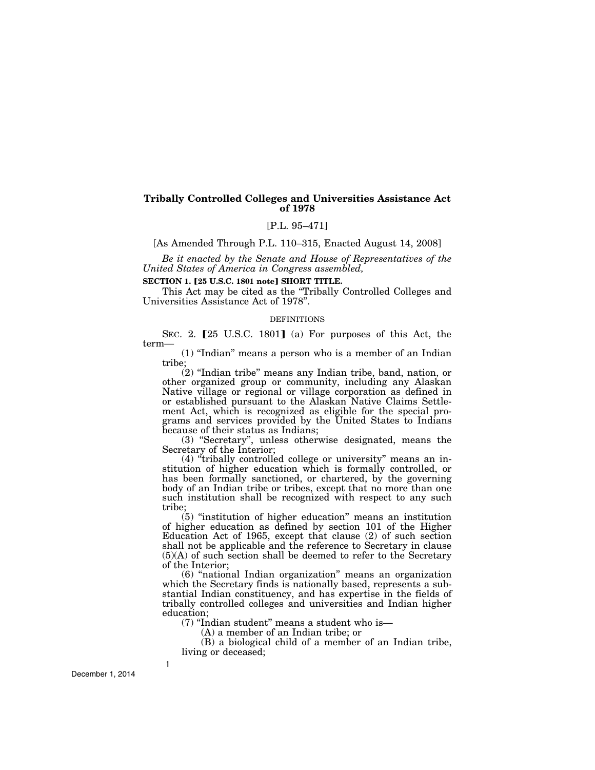# Tribally Controlled Colleges and Universities Assistance Act of 1978

[P.L. 95–471]

[As Amended Through P.L. 110–315, Enacted August 14, 2008]

*Be it enacted by the Senate and House of Representatives of the United States of America in Congress assembled,*

**SECTION 1. 【25 U.S.C. 1801 note】 SHORT TITLE.**

This Act may be cited as the "Tribally Controlled Colleges and Universities Assistance Act of 1978".

DEFINITIONS

SEC. 2. 【25 U.S.C. 1801】 (a) For purposes of this Act, the term—

(1) "Indian" means a person who is a member of an Indian tribe;

(2) "Indian tribe" means any Indian tribe, band, nation, or other organized group or community, including any Alaskan Native village or regional or village corporation as defined in or established pursuant to the Alaskan Native Claims Settlement Act, which is recognized as eligible for the special programs and services provided by the United States to Indians because of their status as Indians;

(3) "Secretary", unless otherwise designated, means the Secretary of the Interior;

(4) "tribally controlled college or university" means an institution of higher education which is formally controlled, or has been formally sanctioned, or chartered, by the governing body of an Indian tribe or tribes, except that no more than one such institution shall be recognized with respect to any such tribe;

(5) "institution of higher education" means an institution of higher education as defined by section 101 of the Higher Education Act of 1965, except that clause (2) of such section shall not be applicable and the reference to Secretary in clause (5)(A) of such section shall be deemed to refer to the Secretary of the Interior;

(6) "national Indian organization" means an organization which the Secretary finds is nationally based, represents a substantial Indian constituency, and has expertise in the fields of tribally controlled colleges and universities and Indian higher education;

(7) "Indian student" means a student who is—

(A) a member of an Indian tribe; or

(B) a biological child of a member of an Indian tribe, living or deceased;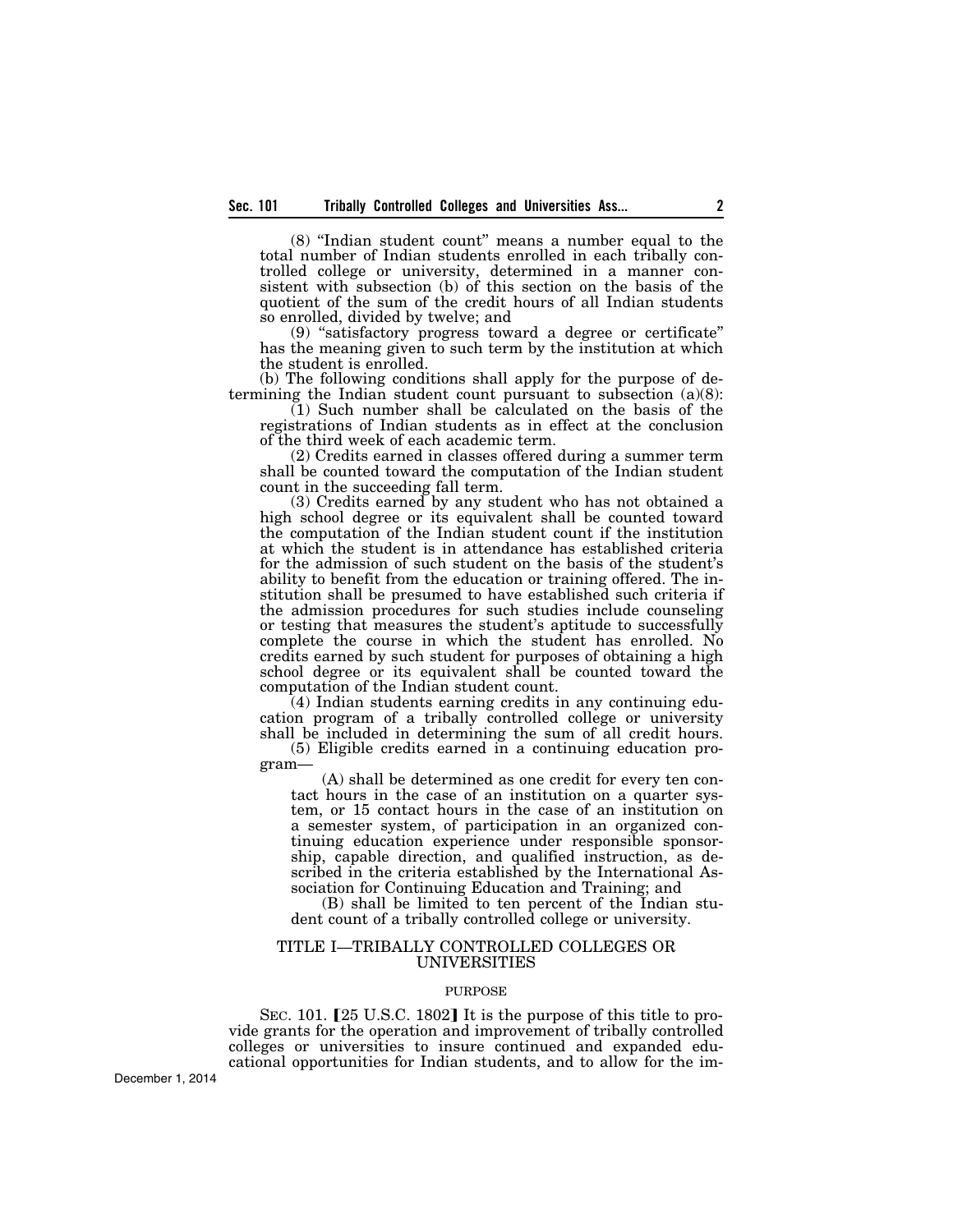(8) "Indian student count" means a number equal to the total number of Indian students enrolled in each tribally controlled college or university, determined in a manner consistent with subsection (b) of this section on the basis of the quotient of the sum of the credit hours of all Indian students so enrolled, divided by twelve; and

(9) "satisfactory progress toward a degree or certificate" has the meaning given to such term by the institution at which the student is enrolled.

(b) The following conditions shall apply for the purpose of determining the Indian student count pursuant to subsection (a)(8):

(1) Such number shall be calculated on the basis of the registrations of Indian students as in effect at the conclusion of the third week of each academic term.

(2) Credits earned in classes offered during a summer term shall be counted toward the computation of the Indian student count in the succeeding fall term.

(3) Credits earned by any student who has not obtained a high school degree or its equivalent shall be counted toward the computation of the Indian student count if the institution at which the student is in attendance has established criteria for the admission of such student on the basis of the student's ability to benefit from the education or training offered. The institution shall be presumed to have established such criteria if the admission procedures for such studies include counseling or testing that measures the student's aptitude to successfully complete the course in which the student has enrolled. No credits earned by such student for purposes of obtaining a high school degree or its equivalent shall be counted toward the computation of the Indian student count.

(4) Indian students earning credits in any continuing education program of a tribally controlled college or university shall be included in determining the sum of all credit hours.

(5) Eligible credits earned in a continuing education program—

(A) shall be determined as one credit for every ten contact hours in the case of an institution on a quarter system, or 15 contact hours in the case of an institution on a semester system, of participation in an organized continuing education experience under responsible sponsorship, capable direction, and qualified instruction, as described in the criteria established by the International Association for Continuing Education and Training; and

(B) shall be limited to ten percent of the Indian student count of a tribally controlled college or university.

## TITLE I—TRIBALLY CONTROLLED COLLEGES OR UNIVERSITIES

### PURPOSE

SEC. 101. [25 U.S.C. 1802] It is the purpose of this title to provide grants for the operation and improvement of tribally controlled colleges or universities to insure continued and expanded educational opportunities for Indian students, and to allow for the im-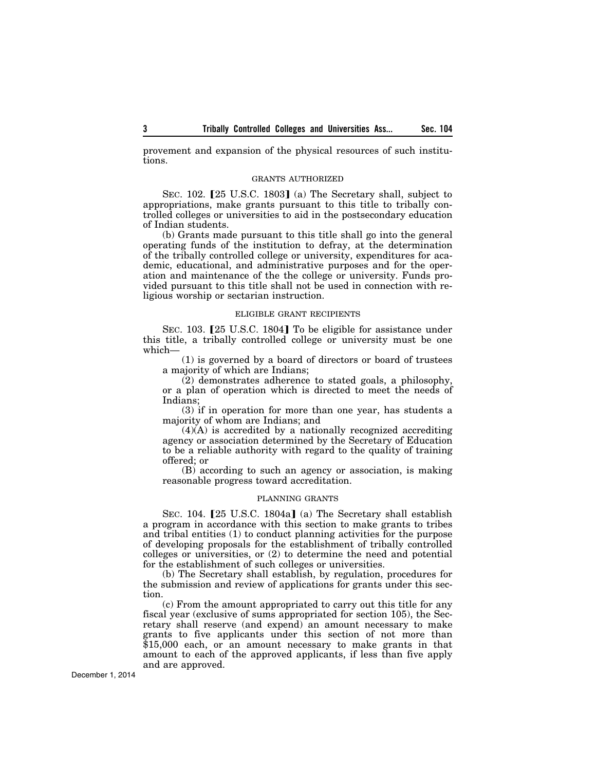provement and expansion of the physical resources of such institutions.

GRANTS AUTHORIZED

SEC. 102. 【25 U.S.C. 1803】 (a) The Secretary shall, subject to appropriations, make grants pursuant to this title to tribally controlled colleges or universities to aid in the postsecondary education of Indian students.

(b) Grants made pursuant to this title shall go into the general operating funds of the institution to defray, at the determination of the tribally controlled college or university, expenditures for academic, educational, and administrative purposes and for the operation and maintenance of the the college or university. Funds provided pursuant to this title shall not be used in connection with religious worship or sectarian instruction.

ELIGIBLE GRANT RECIPIENTS

SEC. 103. 【25 U.S.C. 1804】 To be eligible for assistance under this title, a tribally controlled college or university must be one which—

(1) is governed by a board of directors or board of trustees a majority of which are Indians;

(2) demonstrates adherence to stated goals, a philosophy, or a plan of operation which is directed to meet the needs of Indians;

(3) if in operation for more than one year, has students a majority of whom are Indians; and

(4)(A) is accredited by a nationally recognized accrediting agency or association determined by the Secretary of Education to be a reliable authority with regard to the quality of training offered; or

(B) according to such an agency or association, is making reasonable progress toward accreditation.

PLANNING GRANTS

SEC. 104. 【25 U.S.C. 1804a】 (a) The Secretary shall establish a program in accordance with this section to make grants to tribes and tribal entities (1) to conduct planning activities for the purpose of developing proposals for the establishment of tribally controlled colleges or universities, or (2) to determine the need and potential for the establishment of such colleges or universities.

(b) The Secretary shall establish, by regulation, procedures for the submission and review of applications for grants under this section.

(c) From the amount appropriated to carry out this title for any fiscal year (exclusive of sums appropriated for section 105), the Secretary shall reserve (and expend) an amount necessary to make grants to five applicants under this section of not more than $15,000 each, or an amount necessary to make grants in that amount to each of the approved applicants, if less than five apply and are approved.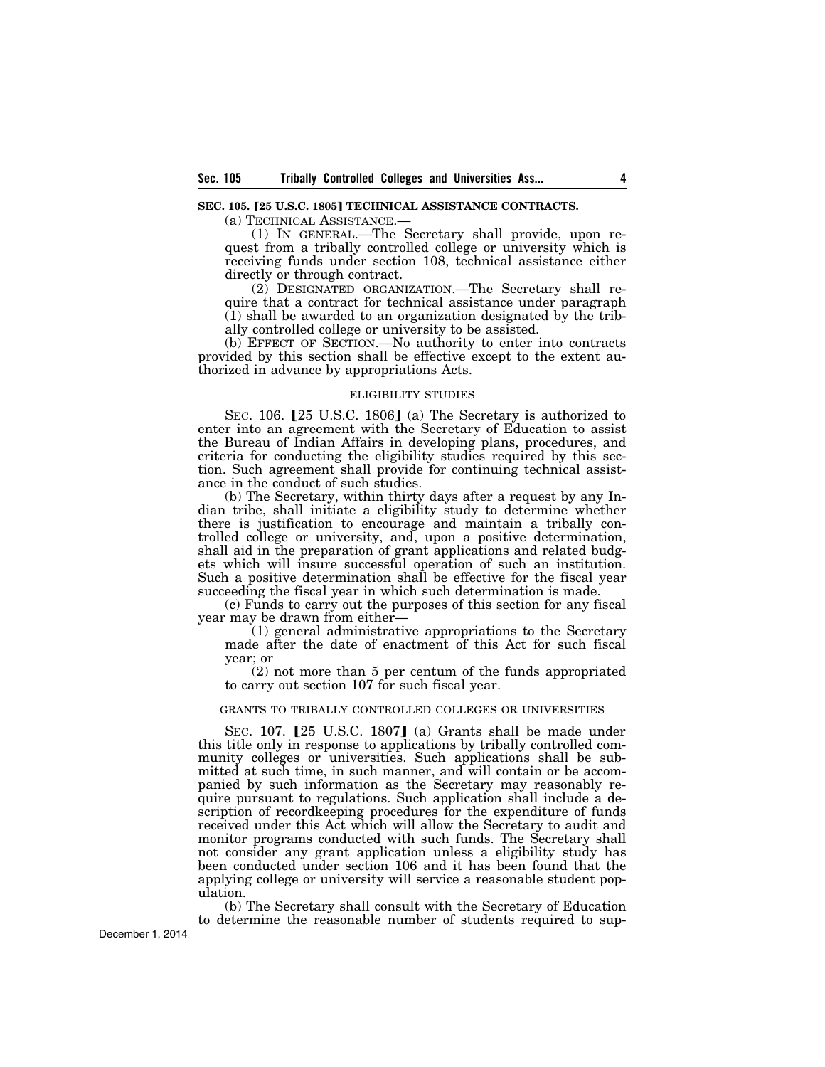**SEC. 105. [25 U.S.C. 1805] TECHNICAL ASSISTANCE CONTRACTS.**

(a) TECHNICAL ASSISTANCE.—

(1) IN GENERAL.—The Secretary shall provide, upon request from a tribally controlled college or university which is receiving funds under section 108, technical assistance either directly or through contract.

(2) DESIGNATED ORGANIZATION.—The Secretary shall require that a contract for technical assistance under paragraph (1) shall be awarded to an organization designated by the tribally controlled college or university to be assisted.

(b) EFFECT OF SECTION.—No authority to enter into contracts provided by this section shall be effective except to the extent authorized in advance by appropriations Acts.

ELIGIBILITY STUDIES

SEC. 106. [25 U.S.C. 1806] (a) The Secretary is authorized to enter into an agreement with the Secretary of Education to assist the Bureau of Indian Affairs in developing plans, procedures, and criteria for conducting the eligibility studies required by this section. Such agreement shall provide for continuing technical assistance in the conduct of such studies.

(b) The Secretary, within thirty days after a request by any Indian tribe, shall initiate a eligibility study to determine whether there is justification to encourage and maintain a tribally controlled college or university, and, upon a positive determination, shall aid in the preparation of grant applications and related budgets which will insure successful operation of such an institution. Such a positive determination shall be effective for the fiscal year succeeding the fiscal year in which such determination is made.

(c) Funds to carry out the purposes of this section for any fiscal year may be drawn from either—

(1) general administrative appropriations to the Secretary made after the date of enactment of this Act for such fiscal year; or

(2) not more than 5 per centum of the funds appropriated to carry out section 107 for such fiscal year.

GRANTS TO TRIBALLY CONTROLLED COLLEGES OR UNIVERSITIES

SEC. 107. [25 U.S.C. 1807] (a) Grants shall be made under this title only in response to applications by tribally controlled community colleges or universities. Such applications shall be submitted at such time, in such manner, and will contain or be accompanied by such information as the Secretary may reasonably require pursuant to regulations. Such application shall include a description of recordkeeping procedures for the expenditure of funds received under this Act which will allow the Secretary to audit and monitor programs conducted with such funds. The Secretary shall not consider any grant application unless a eligibility study has been conducted under section 106 and it has been found that the applying college or university will service a reasonable student population.

(b) The Secretary shall consult with the Secretary of Education to determine the reasonable number of students required to sup-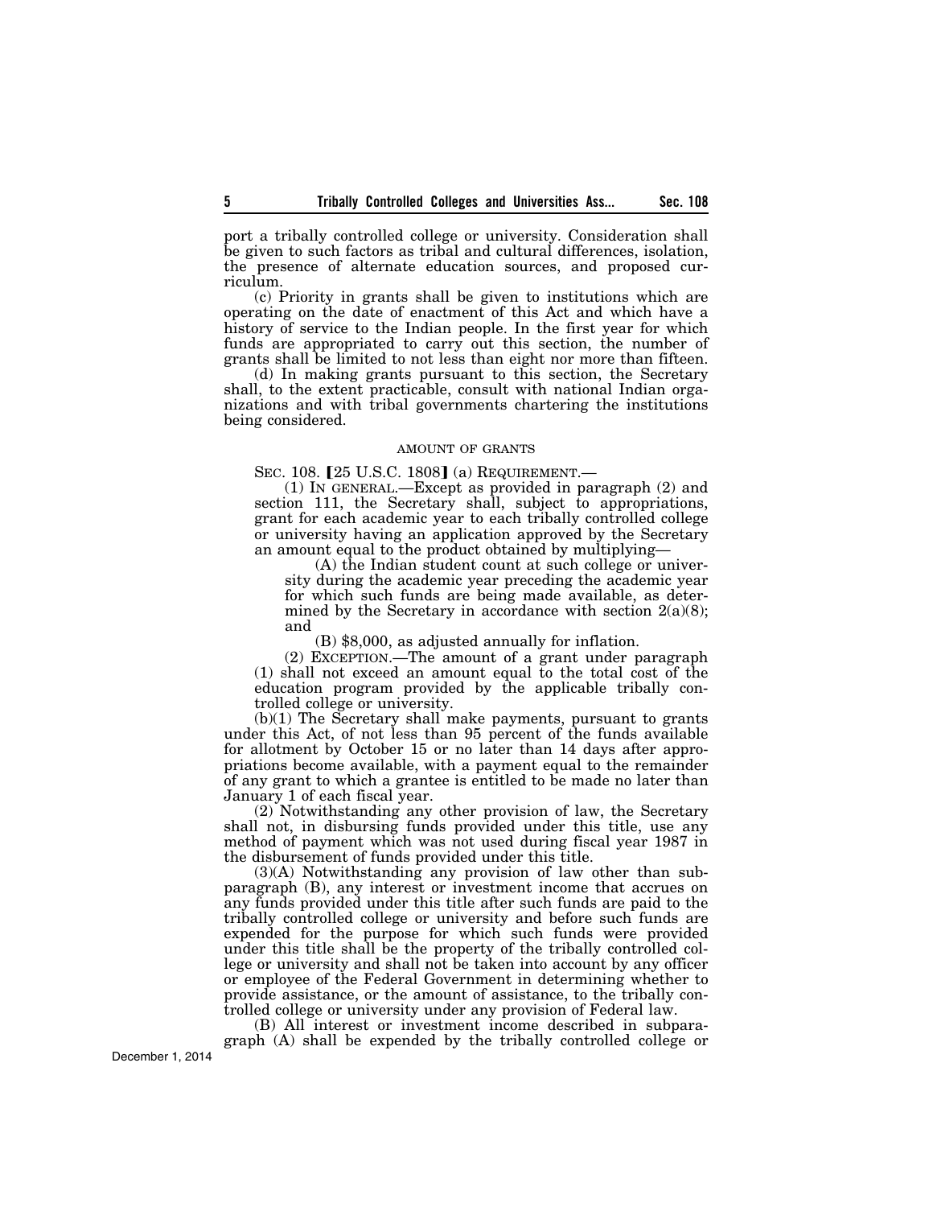port a tribally controlled college or university. Consideration shall be given to such factors as tribal and cultural differences, isolation, the presence of alternate education sources, and proposed curriculum.

(c) Priority in grants shall be given to institutions which are operating on the date of enactment of this Act and which have a history of service to the Indian people. In the first year for which funds are appropriated to carry out this section, the number of grants shall be limited to not less than eight nor more than fifteen.

(d) In making grants pursuant to this section, the Secretary shall, to the extent practicable, consult with national Indian organizations and with tribal governments chartering the institutions being considered.

AMOUNT OF GRANTS

SEC. 108. [25 U.S.C. 1808] (a) REQUIREMENT.—

(1) IN GENERAL.—Except as provided in paragraph (2) and section 111, the Secretary shall, subject to appropriations, grant for each academic year to each tribally controlled college or university having an application approved by the Secretary an amount equal to the product obtained by multiplying—

(A) the Indian student count at such college or university during the academic year preceding the academic year for which such funds are being made available, as determined by the Secretary in accordance with section 2(a)(8); and

(B) $8,000, as adjusted annually for inflation.

(2) EXCEPTION.—The amount of a grant under paragraph (1) shall not exceed an amount equal to the total cost of the education program provided by the applicable tribally controlled college or university.

(b)(1) The Secretary shall make payments, pursuant to grants under this Act, of not less than 95 percent of the funds available for allotment by October 15 or no later than 14 days after appropriations become available, with a payment equal to the remainder of any grant to which a grantee is entitled to be made no later than January 1 of each fiscal year.

(2) Notwithstanding any other provision of law, the Secretary shall not, in disbursing funds provided under this title, use any method of payment which was not used during fiscal year 1987 in the disbursement of funds provided under this title.

(3)(A) Notwithstanding any provision of law other than subparagraph (B), any interest or investment income that accrues on any funds provided under this title after such funds are paid to the tribally controlled college or university and before such funds are expended for the purpose for which such funds were provided under this title shall be the property of the tribally controlled college or university and shall not be taken into account by any officer or employee of the Federal Government in determining whether to provide assistance, or the amount of assistance, to the tribally controlled college or university under any provision of Federal law.

(B) All interest or investment income described in subparagraph (A) shall be expended by the tribally controlled college or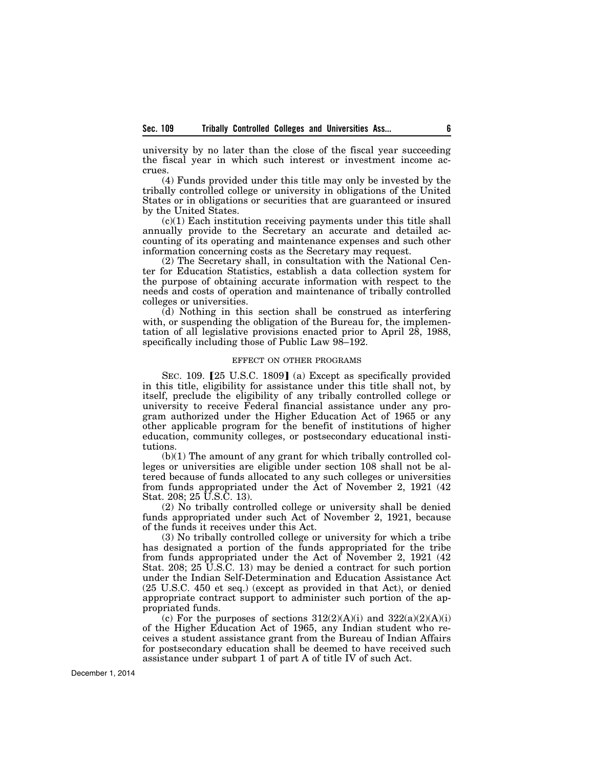university by no later than the close of the fiscal year succeeding the fiscal year in which such interest or investment income accrues.

(4) Funds provided under this title may only be invested by the tribally controlled college or university in obligations of the United States or in obligations or securities that are guaranteed or insured by the United States.

(c)(1) Each institution receiving payments under this title shall annually provide to the Secretary an accurate and detailed accounting of its operating and maintenance expenses and such other information concerning costs as the Secretary may request.

(2) The Secretary shall, in consultation with the National Center for Education Statistics, establish a data collection system for the purpose of obtaining accurate information with respect to the needs and costs of operation and maintenance of tribally controlled colleges or universities.

(d) Nothing in this section shall be construed as interfering with, or suspending the obligation of the Bureau for, the implementation of all legislative provisions enacted prior to April 28, 1988, specifically including those of Public Law 98–192.

EFFECT ON OTHER PROGRAMS

SEC. 109. [25 U.S.C. 1809] (a) Except as specifically provided in this title, eligibility for assistance under this title shall not, by itself, preclude the eligibility of any tribally controlled college or university to receive Federal financial assistance under any program authorized under the Higher Education Act of 1965 or any other applicable program for the benefit of institutions of higher education, community colleges, or postsecondary educational institutions.

(b)(1) The amount of any grant for which tribally controlled colleges or universities are eligible under section 108 shall not be altered because of funds allocated to any such colleges or universities from funds appropriated under the Act of November 2, 1921 (42 Stat. 208; 25 U.S.C. 13).

(2) No tribally controlled college or university shall be denied funds appropriated under such Act of November 2, 1921, because of the funds it receives under this Act.

(3) No tribally controlled college or university for which a tribe has designated a portion of the funds appropriated for the tribe from funds appropriated under the Act of November 2, 1921 (42 Stat. 208; 25 U.S.C. 13) may be denied a contract for such portion under the Indian Self-Determination and Education Assistance Act (25 U.S.C. 450 et seq.) (except as provided in that Act), or denied appropriate contract support to administer such portion of the appropriated funds.

(c) For the purposes of sections 312(2)(A)(i) and 322(a)(2)(A)(i) of the Higher Education Act of 1965, any Indian student who receives a student assistance grant from the Bureau of Indian Affairs for postsecondary education shall be deemed to have received such assistance under subpart 1 of part A of title IV of such Act.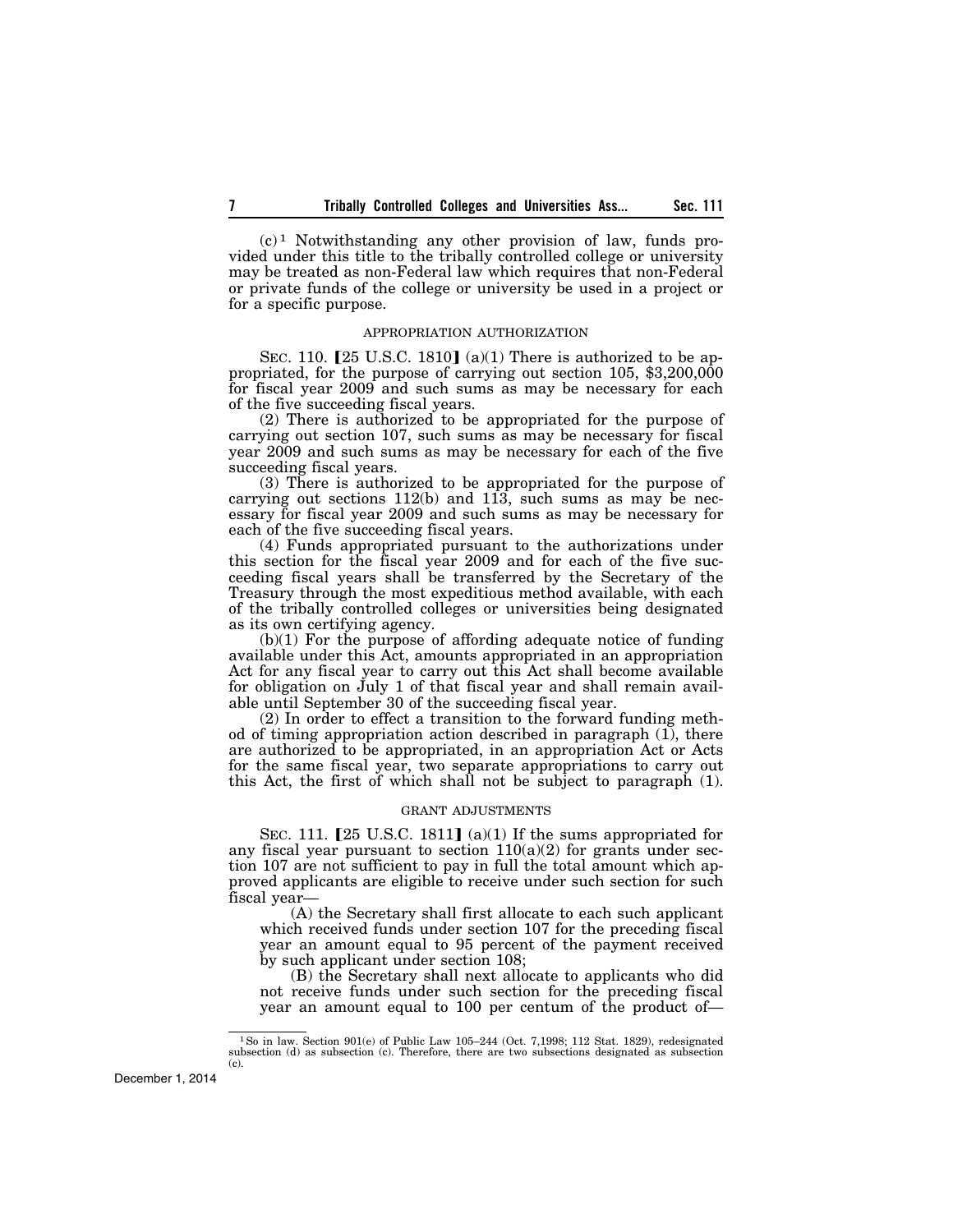(c)[1] Notwithstanding any other provision of law, funds provided under this title to the tribally controlled college or university may be treated as non-Federal law which requires that non-Federal or private funds of the college or university be used in a project or for a specific purpose.

## APPROPRIATION AUTHORIZATION

SEC. 110. [25 U.S.C. 1810] (a)(1) There is authorized to be appropriated, for the purpose of carrying out section 105, $3,200,000 for fiscal year 2009 and such sums as may be necessary for each of the five succeeding fiscal years.

(2) There is authorized to be appropriated for the purpose of carrying out section 107, such sums as may be necessary for fiscal year 2009 and such sums as may be necessary for each of the five succeeding fiscal years.

(3) There is authorized to be appropriated for the purpose of carrying out sections 112(b) and 113, such sums as may be necessary for fiscal year 2009 and such sums as may be necessary for each of the five succeeding fiscal years.

(4) Funds appropriated pursuant to the authorizations under this section for the fiscal year 2009 and for each of the five succeeding fiscal years shall be transferred by the Secretary of the Treasury through the most expeditious method available, with each of the tribally controlled colleges or universities being designated as its own certifying agency.

(b)(1) For the purpose of affording adequate notice of funding available under this Act, amounts appropriated in an appropriation Act for any fiscal year to carry out this Act shall become available for obligation on July 1 of that fiscal year and shall remain available until September 30 of the succeeding fiscal year.

(2) In order to effect a transition to the forward funding method of timing appropriation action described in paragraph (1), there are authorized to be appropriated, in an appropriation Act or Acts for the same fiscal year, two separate appropriations to carry out this Act, the first of which shall not be subject to paragraph (1).

## GRANT ADJUSTMENTS

SEC. 111. [25 U.S.C. 1811] (a)(1) If the sums appropriated for any fiscal year pursuant to section 110(a)(2) for grants under section 107 are not sufficient to pay in full the total amount which approved applicants are eligible to receive under such section for such fiscal year—

(A) the Secretary shall first allocate to each such applicant which received funds under section 107 for the preceding fiscal year an amount equal to 95 percent of the payment received by such applicant under section 108;

(B) the Secretary shall next allocate to applicants who did not receive funds under such section for the preceding fiscal year an amount equal to 100 per centum of the product of—

[1] So in law. Section 901(e) of Public Law 105–244 (Oct. 7,1998; 112 Stat. 1829), redesignated subsection (d) as subsection (c). Therefore, there are two subsections designated as subsection (c).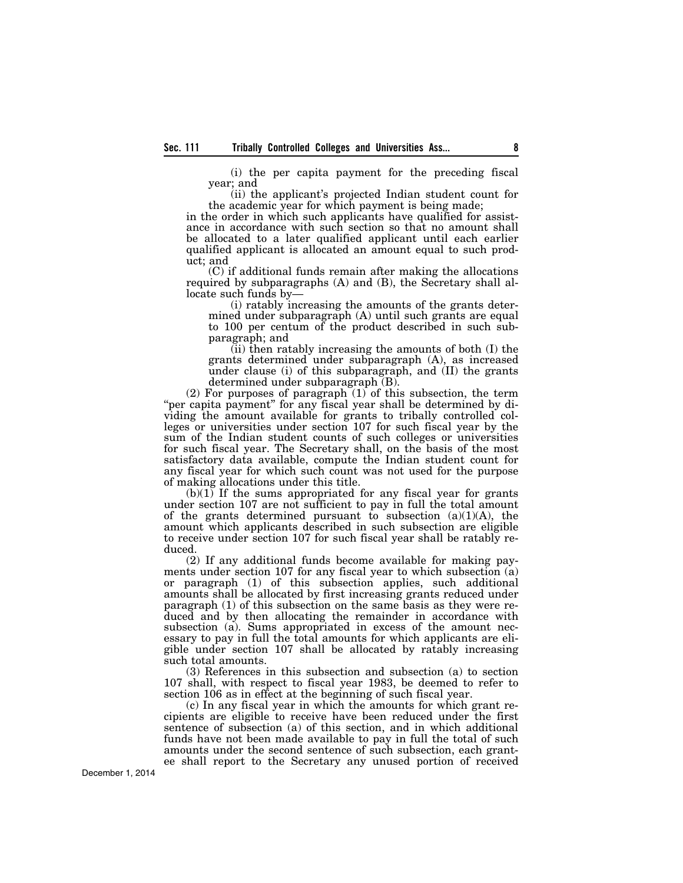(i) the per capita payment for the preceding fiscal year; and

(ii) the applicant's projected Indian student count for the academic year for which payment is being made;

in the order in which such applicants have qualified for assistance in accordance with such section so that no amount shall be allocated to a later qualified applicant until each earlier qualified applicant is allocated an amount equal to such product; and

(C) if additional funds remain after making the allocations required by subparagraphs (A) and (B), the Secretary shall allocate such funds by—

(i) ratably increasing the amounts of the grants determined under subparagraph (A) until such grants are equal to 100 per centum of the product described in such subparagraph; and

(ii) then ratably increasing the amounts of both (I) the grants determined under subparagraph (A), as increased under clause (i) of this subparagraph, and (II) the grants determined under subparagraph (B).

(2) For purposes of paragraph (1) of this subsection, the term "per capita payment" for any fiscal year shall be determined by dividing the amount available for grants to tribally controlled colleges or universities under section 107 for such fiscal year by the sum of the Indian student counts of such colleges or universities for such fiscal year. The Secretary shall, on the basis of the most satisfactory data available, compute the Indian student count for any fiscal year for which such count was not used for the purpose of making allocations under this title.

(b)(1) If the sums appropriated for any fiscal year for grants under section 107 are not sufficient to pay in full the total amount of the grants determined pursuant to subsection (a)(1)(A), the amount which applicants described in such subsection are eligible to receive under section 107 for such fiscal year shall be ratably reduced.

(2) If any additional funds become available for making payments under section 107 for any fiscal year to which subsection (a) or paragraph (1) of this subsection applies, such additional amounts shall be allocated by first increasing grants reduced under paragraph (1) of this subsection on the same basis as they were reduced and by then allocating the remainder in accordance with subsection (a). Sums appropriated in excess of the amount necessary to pay in full the total amounts for which applicants are eligible under section 107 shall be allocated by ratably increasing such total amounts.

(3) References in this subsection and subsection (a) to section 107 shall, with respect to fiscal year 1983, be deemed to refer to section 106 as in effect at the beginning of such fiscal year.

(c) In any fiscal year in which the amounts for which grant recipients are eligible to receive have been reduced under the first sentence of subsection (a) of this section, and in which additional funds have not been made available to pay in full the total of such amounts under the second sentence of such subsection, each grantee shall report to the Secretary any unused portion of received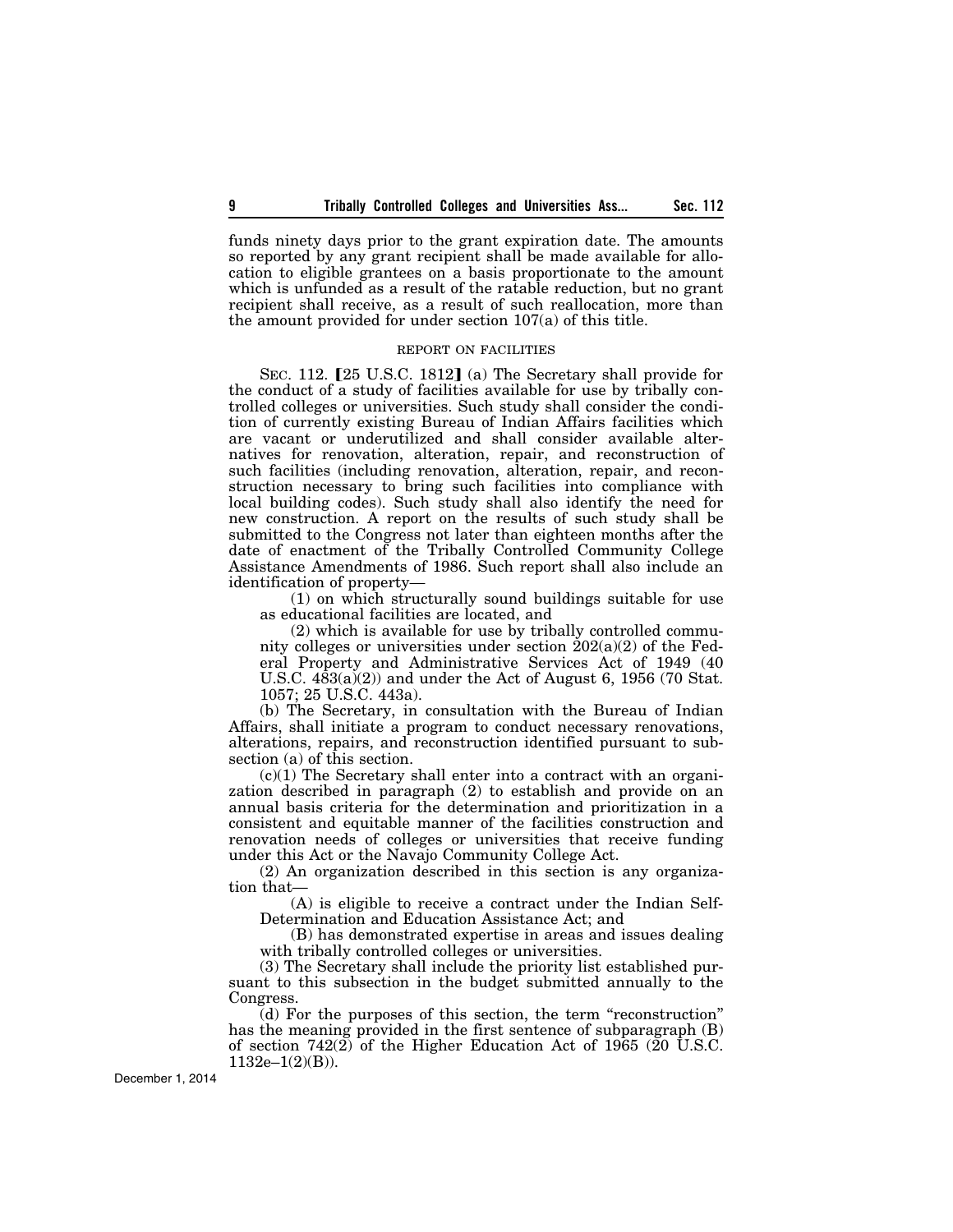funds ninety days prior to the grant expiration date. The amounts so reported by any grant recipient shall be made available for allocation to eligible grantees on a basis proportionate to the amount which is unfunded as a result of the ratable reduction, but no grant recipient shall receive, as a result of such reallocation, more than the amount provided for under section 107(a) of this title.

REPORT ON FACILITIES

SEC. 112. [25 U.S.C. 1812] (a) The Secretary shall provide for the conduct of a study of facilities available for use by tribally controlled colleges or universities. Such study shall consider the condition of currently existing Bureau of Indian Affairs facilities which are vacant or underutilized and shall consider available alternatives for renovation, alteration, repair, and reconstruction of such facilities (including renovation, alteration, repair, and reconstruction necessary to bring such facilities into compliance with local building codes). Such study shall also identify the need for new construction. A report on the results of such study shall be submitted to the Congress not later than eighteen months after the date of enactment of the Tribally Controlled Community College Assistance Amendments of 1986. Such report shall also include an identification of property—

(1) on which structurally sound buildings suitable for use as educational facilities are located, and

(2) which is available for use by tribally controlled community colleges or universities under section 202(a)(2) of the Federal Property and Administrative Services Act of 1949 (40 U.S.C. 483(a)(2)) and under the Act of August 6, 1956 (70 Stat. 1057; 25 U.S.C. 443a).

(b) The Secretary, in consultation with the Bureau of Indian Affairs, shall initiate a program to conduct necessary renovations, alterations, repairs, and reconstruction identified pursuant to subsection (a) of this section.

(c)(1) The Secretary shall enter into a contract with an organization described in paragraph (2) to establish and provide on an annual basis criteria for the determination and prioritization in a consistent and equitable manner of the facilities construction and renovation needs of colleges or universities that receive funding under this Act or the Navajo Community College Act.

(2) An organization described in this section is any organization that—

(A) is eligible to receive a contract under the Indian Self-Determination and Education Assistance Act; and

(B) has demonstrated expertise in areas and issues dealing with tribally controlled colleges or universities.

(3) The Secretary shall include the priority list established pursuant to this subsection in the budget submitted annually to the Congress.

(d) For the purposes of this section, the term "reconstruction" has the meaning provided in the first sentence of subparagraph (B) of section 742(2) of the Higher Education Act of 1965 (20 U.S.C. 1132e–1(2)(B)).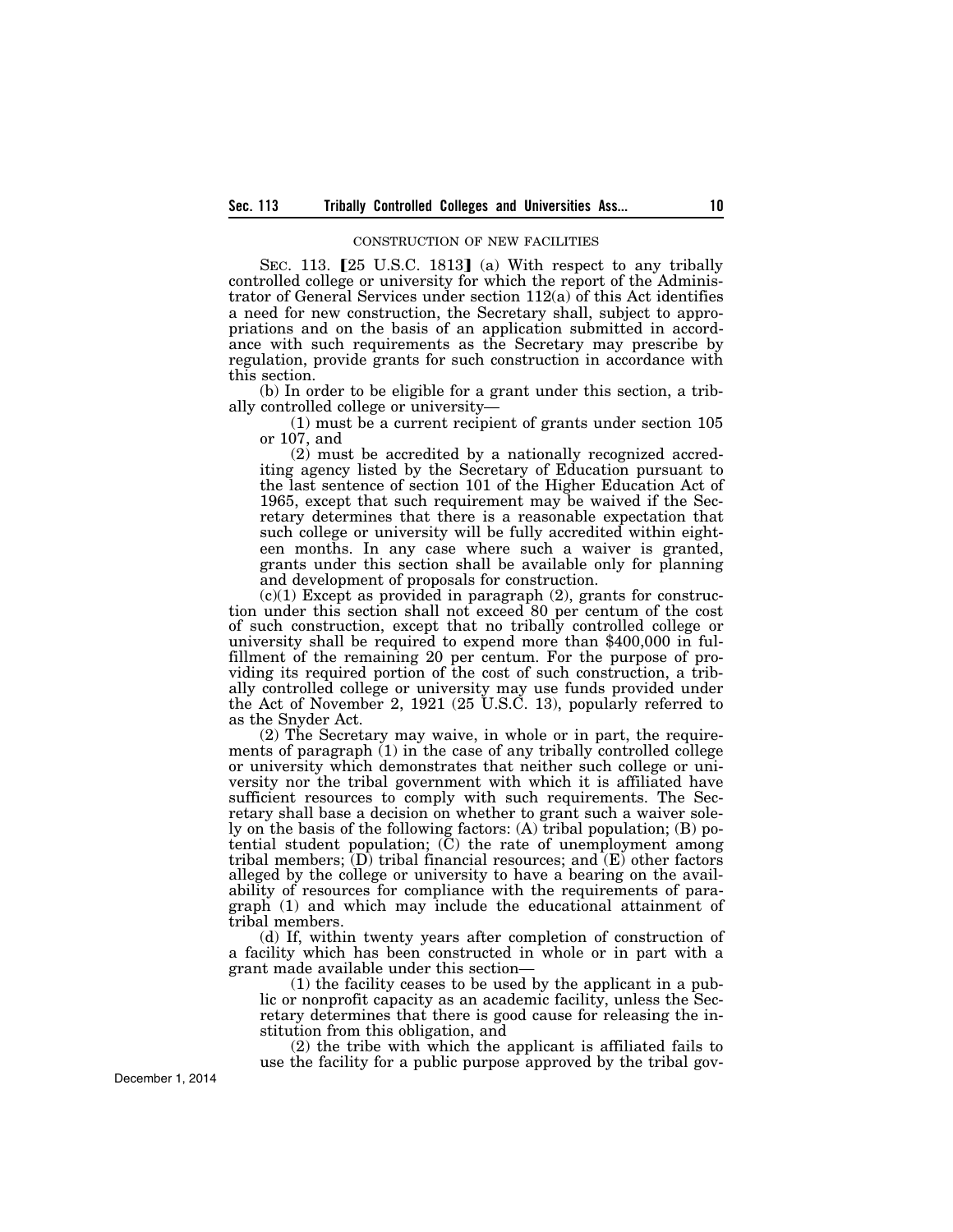CONSTRUCTION OF NEW FACILITIES

SEC. 113. [25 U.S.C. 1813] (a) With respect to any tribally controlled college or university for which the report of the Administrator of General Services under section 112(a) of this Act identifies a need for new construction, the Secretary shall, subject to appropriations and on the basis of an application submitted in accordance with such requirements as the Secretary may prescribe by regulation, provide grants for such construction in accordance with this section.

(b) In order to be eligible for a grant under this section, a tribally controlled college or university—

(1) must be a current recipient of grants under section 105 or 107, and

(2) must be accredited by a nationally recognized accrediting agency listed by the Secretary of Education pursuant to the last sentence of section 101 of the Higher Education Act of 1965, except that such requirement may be waived if the Secretary determines that there is a reasonable expectation that such college or university will be fully accredited within eighteen months. In any case where such a waiver is granted, grants under this section shall be available only for planning and development of proposals for construction.

(c)(1) Except as provided in paragraph (2), grants for construction under this section shall not exceed 80 per centum of the cost of such construction, except that no tribally controlled college or university shall be required to expend more than $400,000 in fulfillment of the remaining 20 per centum. For the purpose of providing its required portion of the cost of such construction, a tribally controlled college or university may use funds provided under the Act of November 2, 1921 (25 U.S.C. 13), popularly referred to as the Snyder Act.

(2) The Secretary may waive, in whole or in part, the requirements of paragraph (1) in the case of any tribally controlled college or university which demonstrates that neither such college or university nor the tribal government with which it is affiliated have sufficient resources to comply with such requirements. The Secretary shall base a decision on whether to grant such a waiver solely on the basis of the following factors: (A) tribal population; (B) potential student population; (C) the rate of unemployment among tribal members; (D) tribal financial resources; and (E) other factors alleged by the college or university to have a bearing on the availability of resources for compliance with the requirements of paragraph (1) and which may include the educational attainment of tribal members.

(d) If, within twenty years after completion of construction of a facility which has been constructed in whole or in part with a grant made available under this section—

(1) the facility ceases to be used by the applicant in a public or nonprofit capacity as an academic facility, unless the Secretary determines that there is good cause for releasing the institution from this obligation, and

(2) the tribe with which the applicant is affiliated fails to use the facility for a public purpose approved by the tribal gov-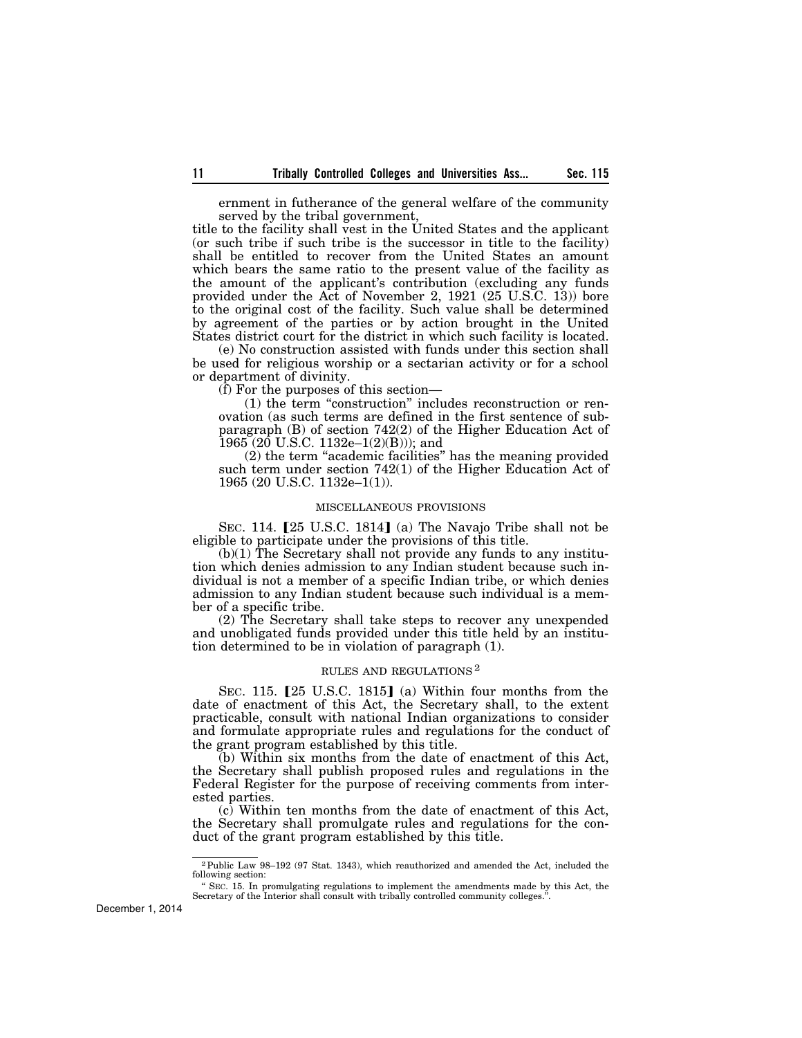ernment in futherance of the general welfare of the community served by the tribal government,

title to the facility shall vest in the United States and the applicant (or such tribe if such tribe is the successor in title to the facility) shall be entitled to recover from the United States an amount which bears the same ratio to the present value of the facility as the amount of the applicant's contribution (excluding any funds provided under the Act of November 2, 1921 (25 U.S.C. 13)) bore to the original cost of the facility. Such value shall be determined by agreement of the parties or by action brought in the United States district court for the district in which such facility is located.

(e) No construction assisted with funds under this section shall be used for religious worship or a sectarian activity or for a school or department of divinity.

(f) For the purposes of this section—

(1) the term "construction" includes reconstruction or renovation (as such terms are defined in the first sentence of subparagraph (B) of section 742(2) of the Higher Education Act of 1965 (20 U.S.C. 1132e–1(2)(B))); and

(2) the term "academic facilities" has the meaning provided such term under section 742(1) of the Higher Education Act of 1965 (20 U.S.C. 1132e–1(1)).

## MISCELLANEOUS PROVISIONS

SEC. 114. 【25 U.S.C. 1814】 (a) The Navajo Tribe shall not be eligible to participate under the provisions of this title.

(b)(1) The Secretary shall not provide any funds to any institution which denies admission to any Indian student because such individual is not a member of a specific Indian tribe, or which denies admission to any Indian student because such individual is a member of a specific tribe.

(2) The Secretary shall take steps to recover any unexpended and unobligated funds provided under this title held by an institution determined to be in violation of paragraph (1).

## RULES AND REGULATIONS [2]

SEC. 115. 【25 U.S.C. 1815】 (a) Within four months from the date of enactment of this Act, the Secretary shall, to the extent practicable, consult with national Indian organizations to consider and formulate appropriate rules and regulations for the conduct of the grant program established by this title.

(b) Within six months from the date of enactment of this Act, the Secretary shall publish proposed rules and regulations in the Federal Register for the purpose of receiving comments from interested parties.

(c) Within ten months from the date of enactment of this Act, the Secretary shall promulgate rules and regulations for the conduct of the grant program established by this title.

---

[2] Public Law 98–192 (97 Stat. 1343), which reauthorized and amended the Act, included the following section:

" SEC. 15. In promulgating regulations to implement the amendments made by this Act, the Secretary of the Interior shall consult with tribally controlled community colleges.".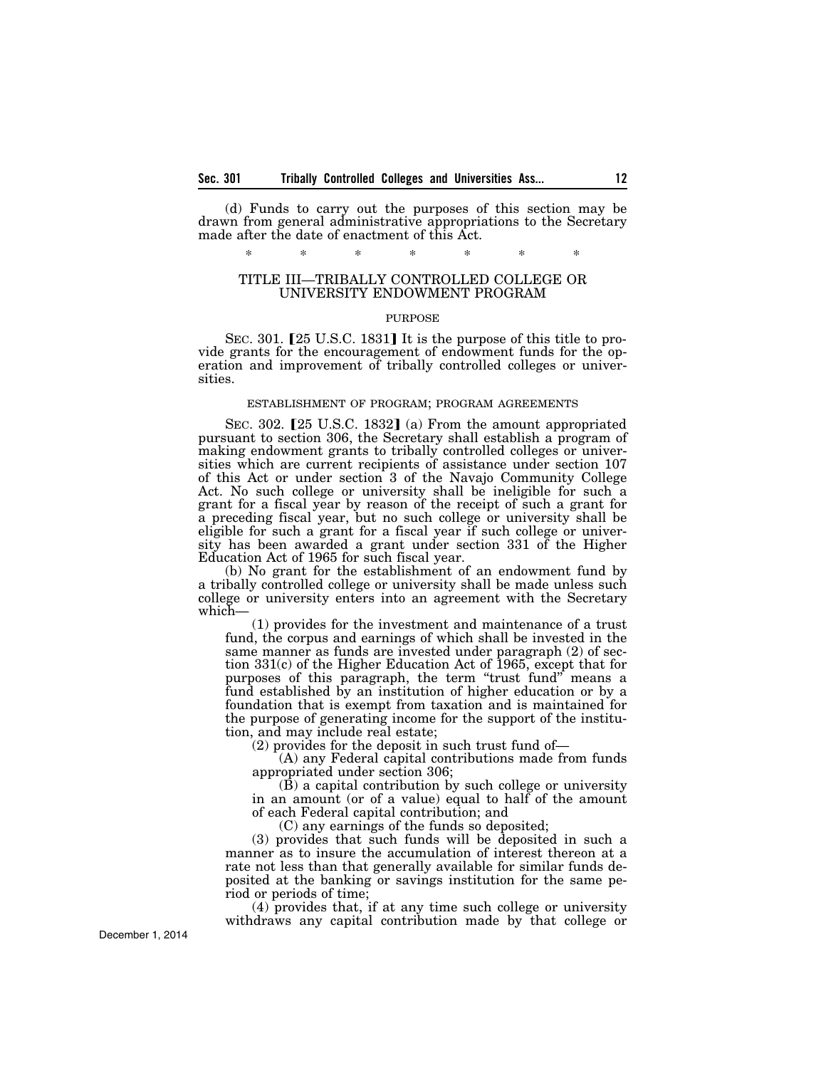(d) Funds to carry out the purposes of this section may be drawn from general administrative appropriations to the Secretary made after the date of enactment of this Act.

\* \* \* \* \* \* \*

## TITLE III—TRIBALLY CONTROLLED COLLEGE OR UNIVERSITY ENDOWMENT PROGRAM

### PURPOSE

SEC. 301. [25 U.S.C. 1831] It is the purpose of this title to provide grants for the encouragement of endowment funds for the operation and improvement of tribally controlled colleges or universities.

### ESTABLISHMENT OF PROGRAM; PROGRAM AGREEMENTS

SEC. 302. [25 U.S.C. 1832] (a) From the amount appropriated pursuant to section 306, the Secretary shall establish a program of making endowment grants to tribally controlled colleges or universities which are current recipients of assistance under section 107 of this Act or under section 3 of the Navajo Community College Act. No such college or university shall be ineligible for such a grant for a fiscal year by reason of the receipt of such a grant for a preceding fiscal year, but no such college or university shall be eligible for such a grant for a fiscal year if such college or university has been awarded a grant under section 331 of the Higher Education Act of 1965 for such fiscal year.

(b) No grant for the establishment of an endowment fund by a tribally controlled college or university shall be made unless such college or university enters into an agreement with the Secretary which—

(1) provides for the investment and maintenance of a trust fund, the corpus and earnings of which shall be invested in the same manner as funds are invested under paragraph (2) of section 331(c) of the Higher Education Act of 1965, except that for purposes of this paragraph, the term "trust fund" means a fund established by an institution of higher education or by a foundation that is exempt from taxation and is maintained for the purpose of generating income for the support of the institution, and may include real estate;

(2) provides for the deposit in such trust fund of—

(A) any Federal capital contributions made from funds appropriated under section 306;

(B) a capital contribution by such college or university in an amount (or of a value) equal to half of the amount of each Federal capital contribution; and

(C) any earnings of the funds so deposited;

(3) provides that such funds will be deposited in such a manner as to insure the accumulation of interest thereon at a rate not less than that generally available for similar funds deposited at the banking or savings institution for the same period or periods of time;

(4) provides that, if at any time such college or university withdraws any capital contribution made by that college or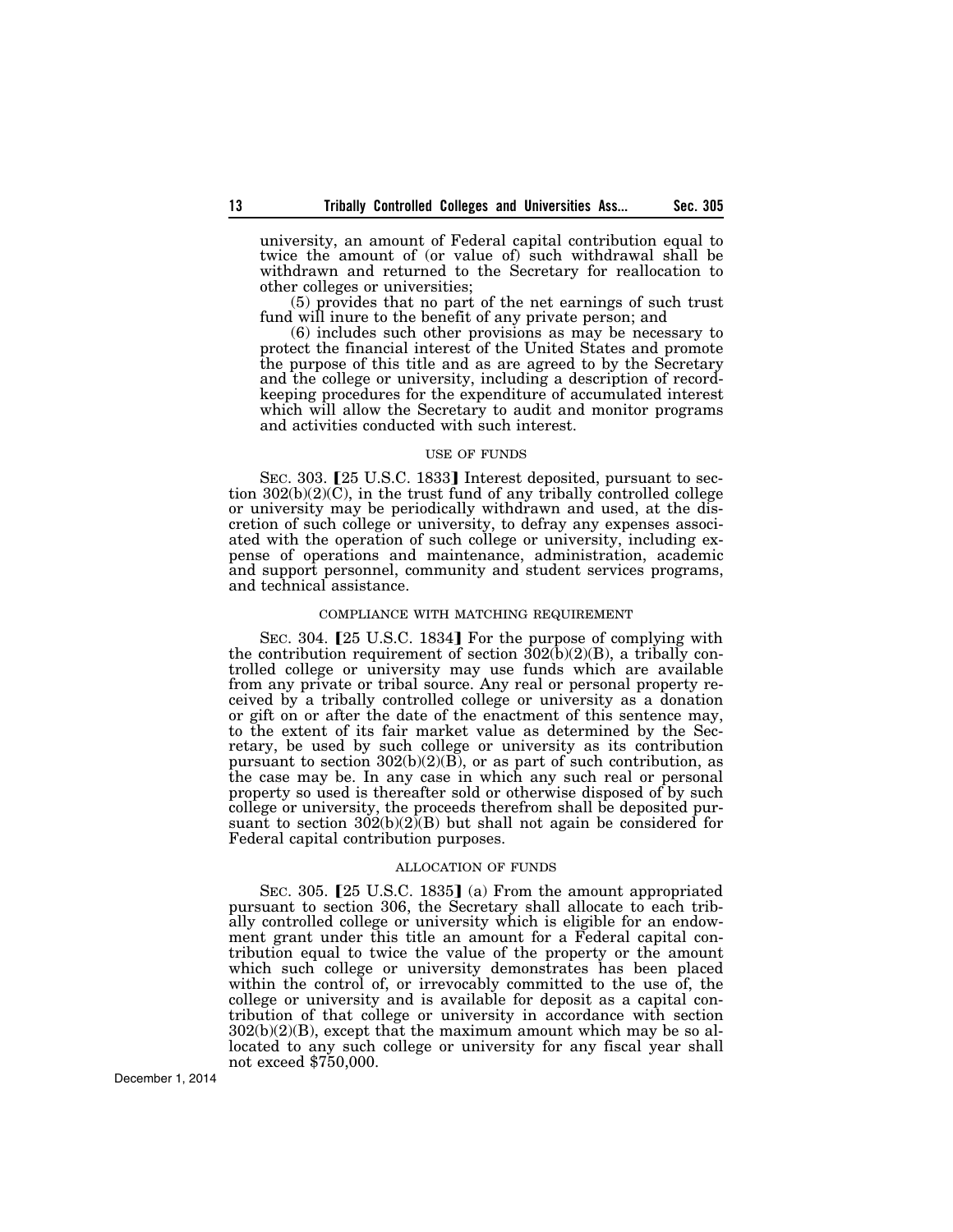university, an amount of Federal capital contribution equal to twice the amount of (or value of) such withdrawal shall be withdrawn and returned to the Secretary for reallocation to other colleges or universities;

(5) provides that no part of the net earnings of such trust fund will inure to the benefit of any private person; and

(6) includes such other provisions as may be necessary to protect the financial interest of the United States and promote the purpose of this title and as are agreed to by the Secretary and the college or university, including a description of recordkeeping procedures for the expenditure of accumulated interest which will allow the Secretary to audit and monitor programs and activities conducted with such interest.

USE OF FUNDS

SEC. 303. [25 U.S.C. 1833] Interest deposited, pursuant to section 302(b)(2)(C), in the trust fund of any tribally controlled college or university may be periodically withdrawn and used, at the discretion of such college or university, to defray any expenses associated with the operation of such college or university, including expense of operations and maintenance, administration, academic and support personnel, community and student services programs, and technical assistance.

COMPLIANCE WITH MATCHING REQUIREMENT

SEC. 304. [25 U.S.C. 1834] For the purpose of complying with the contribution requirement of section 302(b)(2)(B), a tribally controlled college or university may use funds which are available from any private or tribal source. Any real or personal property received by a tribally controlled college or university as a donation or gift on or after the date of the enactment of this sentence may, to the extent of its fair market value as determined by the Secretary, be used by such college or university as its contribution pursuant to section 302(b)(2)(B), or as part of such contribution, as the case may be. In any case in which any such real or personal property so used is thereafter sold or otherwise disposed of by such college or university, the proceeds therefrom shall be deposited pursuant to section 302(b)(2)(B) but shall not again be considered for Federal capital contribution purposes.

ALLOCATION OF FUNDS

SEC. 305. [25 U.S.C. 1835] (a) From the amount appropriated pursuant to section 306, the Secretary shall allocate to each tribally controlled college or university which is eligible for an endowment grant under this title an amount for a Federal capital contribution equal to twice the value of the property or the amount which such college or university demonstrates has been placed within the control of, or irrevocably committed to the use of, the college or university and is available for deposit as a capital contribution of that college or university in accordance with section 302(b)(2)(B), except that the maximum amount which may be so allocated to any such college or university for any fiscal year shall not exceed $750,000.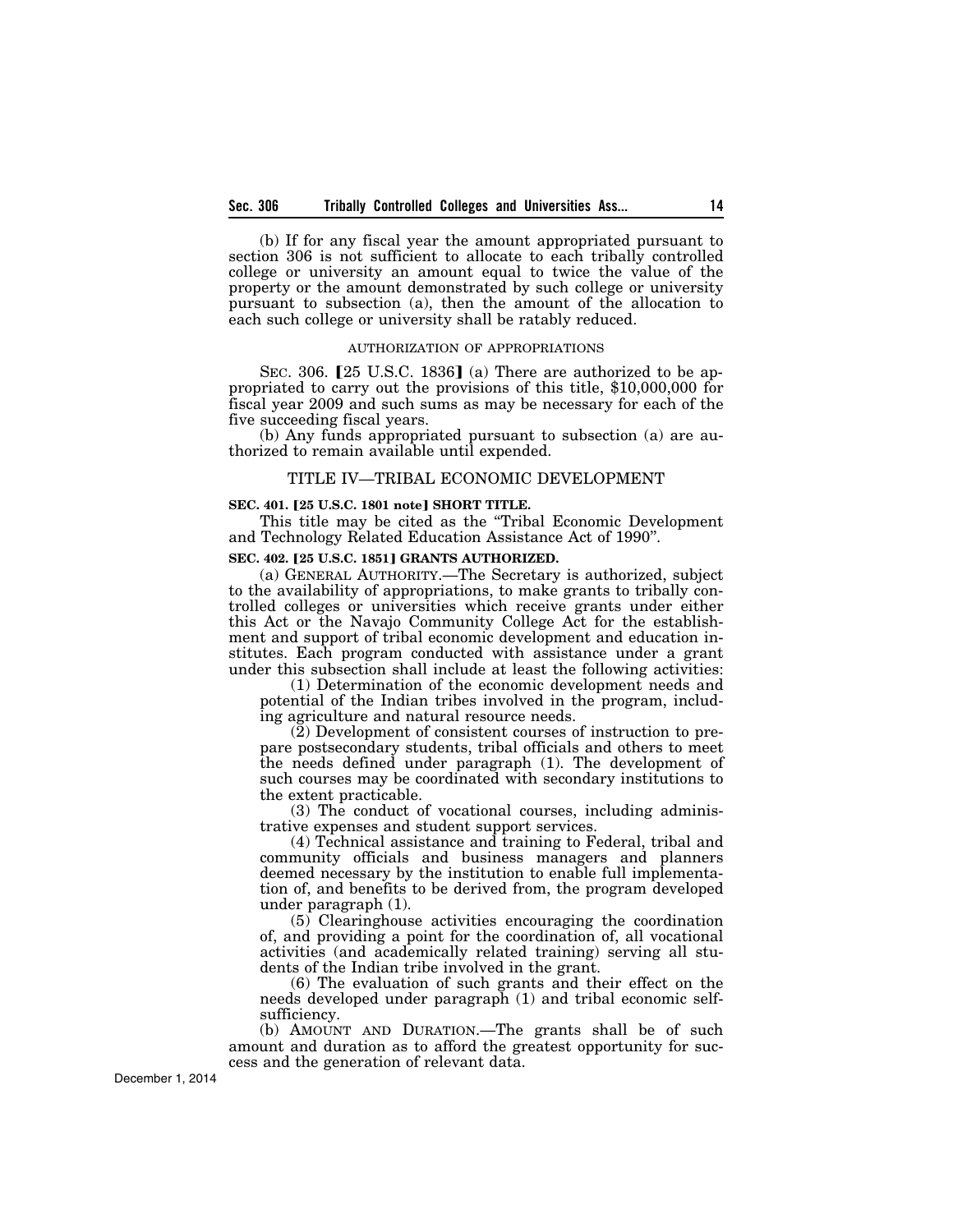(b) If for any fiscal year the amount appropriated pursuant to section 306 is not sufficient to allocate to each tribally controlled college or university an amount equal to twice the value of the property or the amount demonstrated by such college or university pursuant to subsection (a), then the amount of the allocation to each such college or university shall be ratably reduced.

AUTHORIZATION OF APPROPRIATIONS

SEC. 306. 【25 U.S.C. 1836】 (a) There are authorized to be appropriated to carry out the provisions of this title, $10,000,000 for fiscal year 2009 and such sums as may be necessary for each of the five succeeding fiscal years.

(b) Any funds appropriated pursuant to subsection (a) are authorized to remain available until expended.

## TITLE IV—TRIBAL ECONOMIC DEVELOPMENT

**SEC. 401. 【25 U.S.C. 1801 note】 SHORT TITLE.**

This title may be cited as the "Tribal Economic Development and Technology Related Education Assistance Act of 1990".

**SEC. 402. 【25 U.S.C. 1851】 GRANTS AUTHORIZED.**

(a) GENERAL AUTHORITY.—The Secretary is authorized, subject to the availability of appropriations, to make grants to tribally controlled colleges or universities which receive grants under either this Act or the Navajo Community College Act for the establishment and support of tribal economic development and education institutes. Each program conducted with assistance under a grant under this subsection shall include at least the following activities:

(1) Determination of the economic development needs and potential of the Indian tribes involved in the program, including agriculture and natural resource needs.

(2) Development of consistent courses of instruction to prepare postsecondary students, tribal officials and others to meet the needs defined under paragraph (1). The development of such courses may be coordinated with secondary institutions to the extent practicable.

(3) The conduct of vocational courses, including administrative expenses and student support services.

(4) Technical assistance and training to Federal, tribal and community officials and business managers and planners deemed necessary by the institution to enable full implementation of, and benefits to be derived from, the program developed under paragraph (1).

(5) Clearinghouse activities encouraging the coordination of, and providing a point for the coordination of, all vocational activities (and academically related training) serving all students of the Indian tribe involved in the grant.

(6) The evaluation of such grants and their effect on the needs developed under paragraph (1) and tribal economic self-sufficiency.

(b) AMOUNT AND DURATION.—The grants shall be of such amount and duration as to afford the greatest opportunity for success and the generation of relevant data.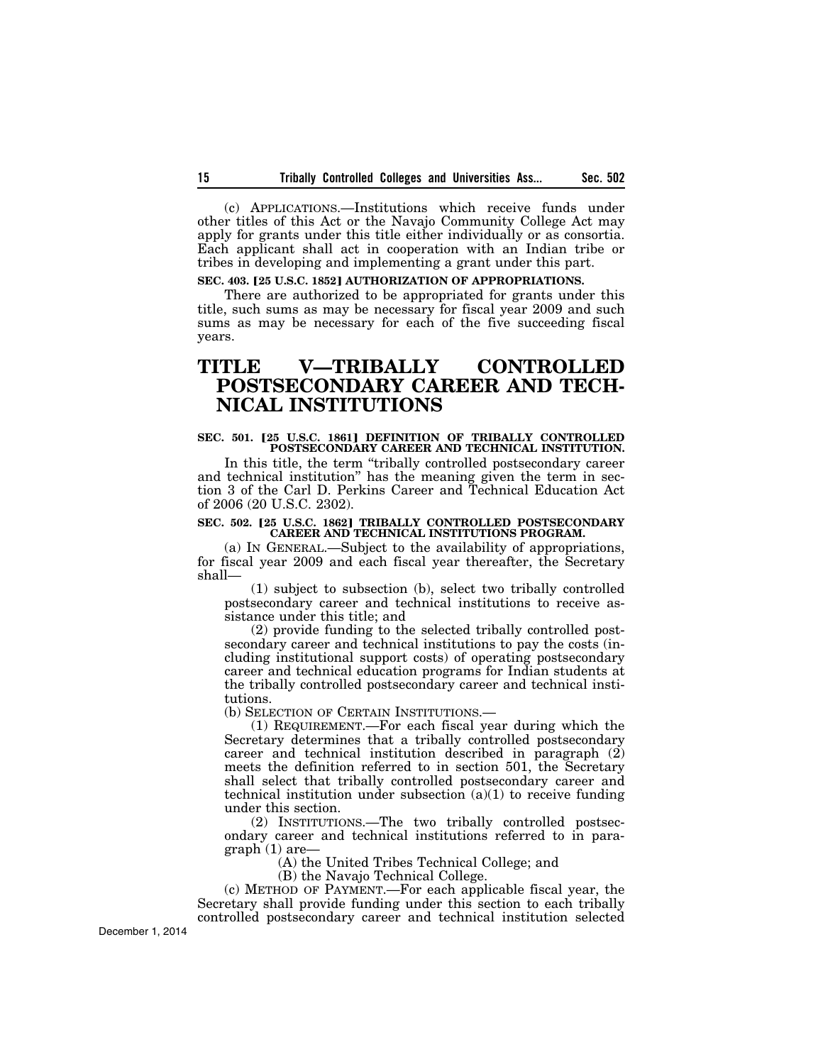(c) APPLICATIONS.—Institutions which receive funds under other titles of this Act or the Navajo Community College Act may apply for grants under this title either individually or as consortia. Each applicant shall act in cooperation with an Indian tribe or tribes in developing and implementing a grant under this part.

**SEC. 403. [25 U.S.C. 1852] AUTHORIZATION OF APPROPRIATIONS.**

There are authorized to be appropriated for grants under this title, such sums as may be necessary for fiscal year 2009 and such sums as may be necessary for each of the five succeeding fiscal years.

# TITLE V—TRIBALLY CONTROLLED POSTSECONDARY CAREER AND TECHNICAL INSTITUTIONS

**SEC. 501. [25 U.S.C. 1861] DEFINITION OF TRIBALLY CONTROLLED POSTSECONDARY CAREER AND TECHNICAL INSTITUTION.**

In this title, the term "tribally controlled postsecondary career and technical institution" has the meaning given the term in section 3 of the Carl D. Perkins Career and Technical Education Act of 2006 (20 U.S.C. 2302).

**SEC. 502. [25 U.S.C. 1862] TRIBALLY CONTROLLED POSTSECONDARY CAREER AND TECHNICAL INSTITUTIONS PROGRAM.**

(a) IN GENERAL.—Subject to the availability of appropriations, for fiscal year 2009 and each fiscal year thereafter, the Secretary shall—

(1) subject to subsection (b), select two tribally controlled postsecondary career and technical institutions to receive assistance under this title; and

(2) provide funding to the selected tribally controlled postsecondary career and technical institutions to pay the costs (including institutional support costs) of operating postsecondary career and technical education programs for Indian students at the tribally controlled postsecondary career and technical institutions.

(b) SELECTION OF CERTAIN INSTITUTIONS.—

(1) REQUIREMENT.—For each fiscal year during which the Secretary determines that a tribally controlled postsecondary career and technical institution described in paragraph (2) meets the definition referred to in section 501, the Secretary shall select that tribally controlled postsecondary career and technical institution under subsection (a)(1) to receive funding under this section.

(2) INSTITUTIONS.—The two tribally controlled postsecondary career and technical institutions referred to in paragraph (1) are—

(A) the United Tribes Technical College; and

(B) the Navajo Technical College.

(c) METHOD OF PAYMENT.—For each applicable fiscal year, the Secretary shall provide funding under this section to each tribally controlled postsecondary career and technical institution selected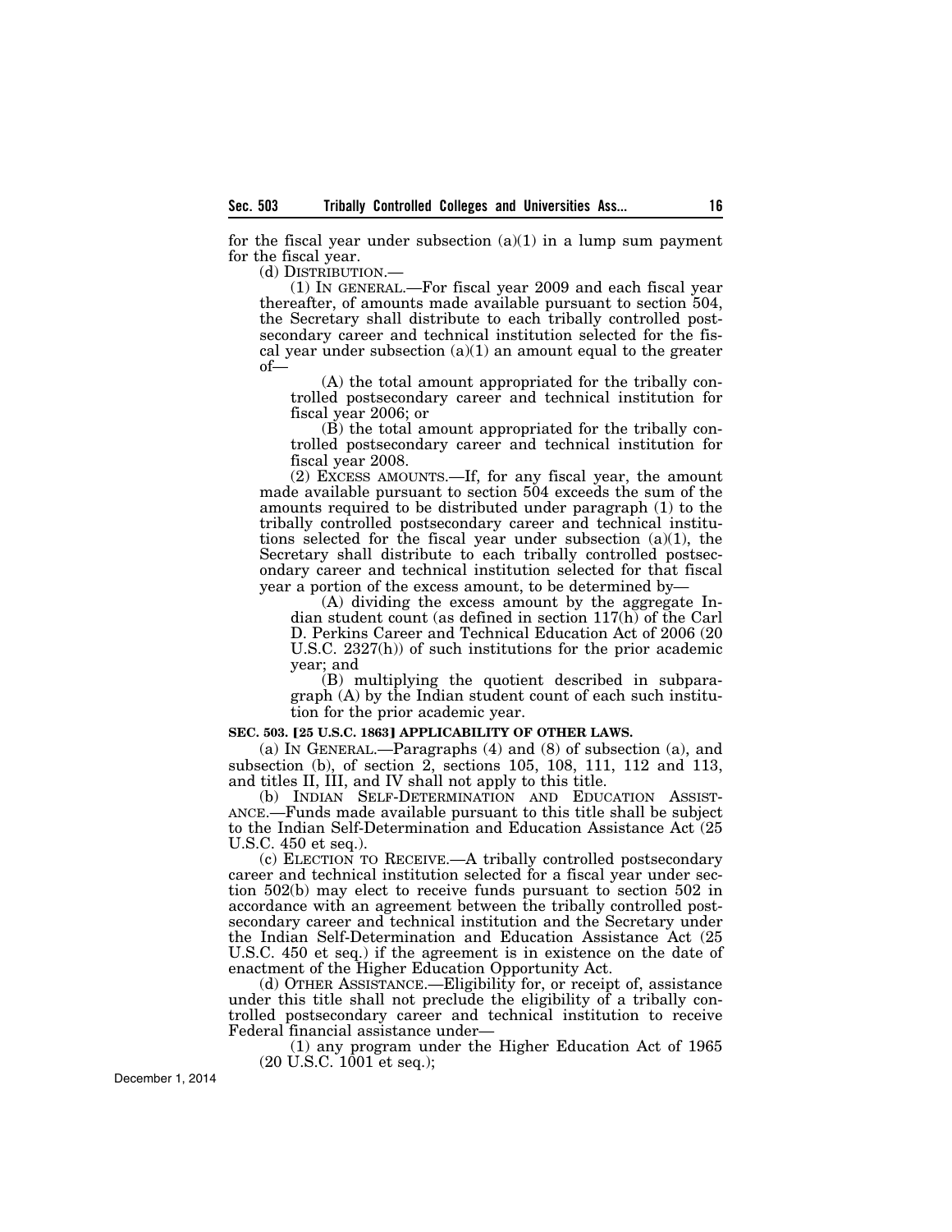for the fiscal year under subsection (a)(1) in a lump sum payment for the fiscal year.

(d) DISTRIBUTION.—

(1) IN GENERAL.—For fiscal year 2009 and each fiscal year thereafter, of amounts made available pursuant to section 504, the Secretary shall distribute to each tribally controlled postsecondary career and technical institution selected for the fiscal year under subsection (a)(1) an amount equal to the greater of—

(A) the total amount appropriated for the tribally controlled postsecondary career and technical institution for fiscal year 2006; or

(B) the total amount appropriated for the tribally controlled postsecondary career and technical institution for fiscal year 2008.

(2) EXCESS AMOUNTS.—If, for any fiscal year, the amount made available pursuant to section 504 exceeds the sum of the amounts required to be distributed under paragraph (1) to the tribally controlled postsecondary career and technical institutions selected for the fiscal year under subsection (a)(1), the Secretary shall distribute to each tribally controlled postsecondary career and technical institution selected for that fiscal year a portion of the excess amount, to be determined by—

(A) dividing the excess amount by the aggregate Indian student count (as defined in section 117(h) of the Carl D. Perkins Career and Technical Education Act of 2006 (20 U.S.C. 2327(h)) of such institutions for the prior academic year; and

(B) multiplying the quotient described in subparagraph (A) by the Indian student count of each such institution for the prior academic year.

**SEC. 503. [25 U.S.C. 1863] APPLICABILITY OF OTHER LAWS.**

(a) IN GENERAL.—Paragraphs (4) and (8) of subsection (a), and subsection (b), of section 2, sections 105, 108, 111, 112 and 113, and titles II, III, and IV shall not apply to this title.

(b) INDIAN SELF-DETERMINATION AND EDUCATION ASSISTANCE.—Funds made available pursuant to this title shall be subject to the Indian Self-Determination and Education Assistance Act (25 U.S.C. 450 et seq.).

(c) ELECTION TO RECEIVE.—A tribally controlled postsecondary career and technical institution selected for a fiscal year under section 502(b) may elect to receive funds pursuant to section 502 in accordance with an agreement between the tribally controlled postsecondary career and technical institution and the Secretary under the Indian Self-Determination and Education Assistance Act (25 U.S.C. 450 et seq.) if the agreement is in existence on the date of enactment of the Higher Education Opportunity Act.

(d) OTHER ASSISTANCE.—Eligibility for, or receipt of, assistance under this title shall not preclude the eligibility of a tribally controlled postsecondary career and technical institution to receive Federal financial assistance under—

(1) any program under the Higher Education Act of 1965 (20 U.S.C. 1001 et seq.);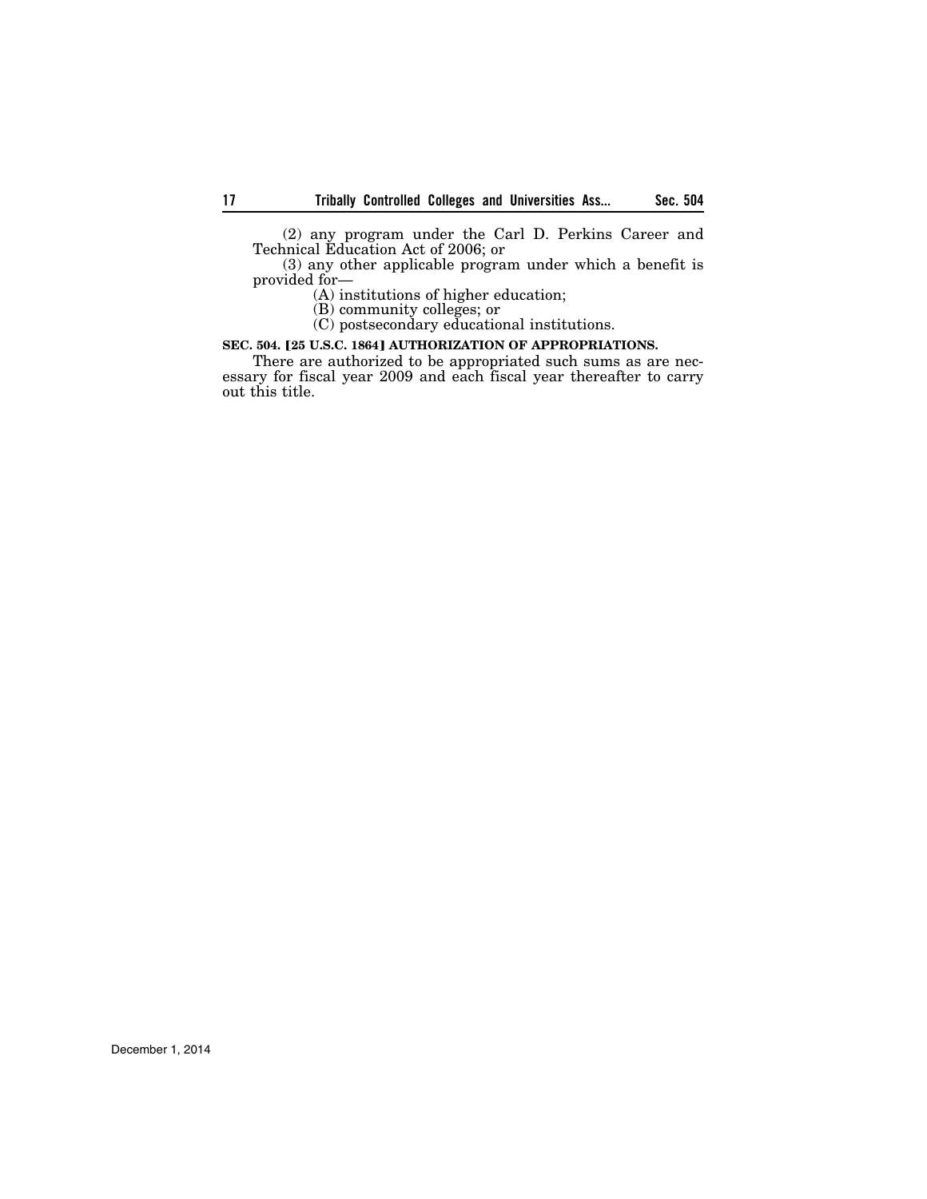(2) any program under the Carl D. Perkins Career and Technical Education Act of 2006; or

(3) any other applicable program under which a benefit is provided for—

(A) institutions of higher education;

(B) community colleges; or

(C) postsecondary educational institutions.

**SEC. 504. [25 U.S.C. 1864] AUTHORIZATION OF APPROPRIATIONS.**

There are authorized to be appropriated such sums as are necessary for fiscal year 2009 and each fiscal year thereafter to carry out this title.